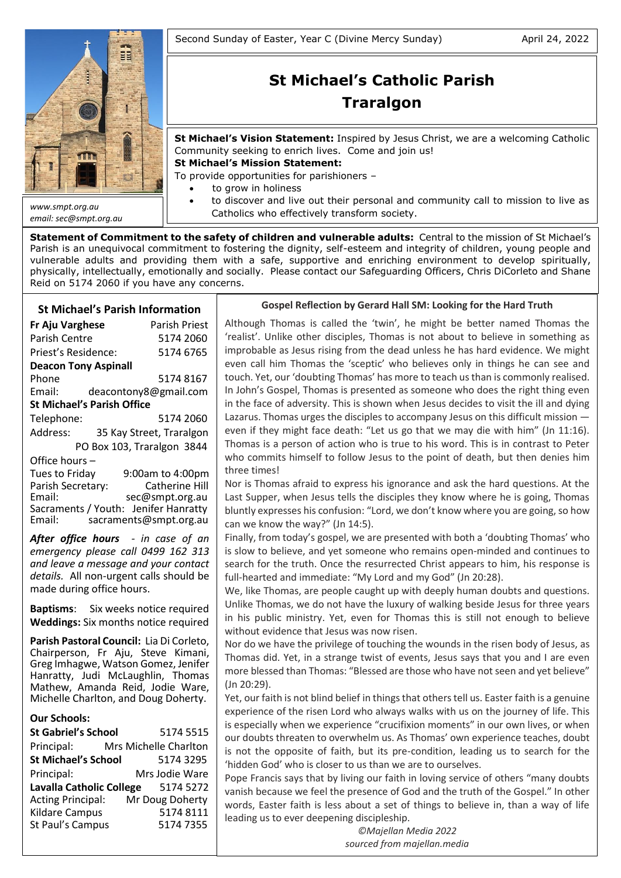Second Sunday of Easter, Year C (Divine Mercy Sunday) April 24, 2022

# St Michael's Catholic Parish Traralgon

www.smpt.org.au
email: sec@smpt.org.au

**St Michael's Vision Statement:** Inspired by Jesus Christ, we are a welcoming Catholic Community seeking to enrich lives. Come and join us!

**St Michael's Mission Statement:**

To provide opportunities for parishioners –

- to grow in holiness
- to discover and live out their personal and community call to mission to live as Catholics who effectively transform society.

**Statement of Commitment to the safety of children and vulnerable adults:** Central to the mission of St Michael's Parish is an unequivocal commitment to fostering the dignity, self-esteem and integrity of children, young people and vulnerable adults and providing them with a safe, supportive and enriching environment to develop spiritually, physically, intellectually, emotionally and socially. Please contact our Safeguarding Officers, Chris DiCorleto and Shane Reid on 5174 2060 if you have any concerns.

## St Michael's Parish Information

**Fr Aju Varghese** Parish Priest
Parish Centre 5174 2060
Priest's Residence: 5174 6765

**Deacon Tony Aspinall**
Phone 5174 8167
Email: deacontony8@gmail.com

**St Michael's Parish Office**
Telephone: 5174 2060
Address: 35 Kay Street, Traralgon
PO Box 103, Traralgon 3844

Office hours –
Tues to Friday 9:00am to 4:00pm
Parish Secretary: Catherine Hill
Email: sec@smpt.org.au
Sacraments / Youth: Jenifer Hanratty
Email: sacraments@smpt.org.au

***After office hours*** *- in case of an emergency please call 0499 162 313 and leave a message and your contact details.* All non-urgent calls should be made during office hours.

**Baptisms**: Six weeks notice required
**Weddings:** Six months notice required

**Parish Pastoral Council:** Lia Di Corleto, Chairperson, Fr Aju, Steve Kimani, Greg lmhagwe, Watson Gomez, Jenifer Hanratty, Judi McLaughlin, Thomas Mathew, Amanda Reid, Jodie Ware, Michelle Charlton, and Doug Doherty.

**Our Schools:**

**St Gabriel's School** 5174 5515
Principal: Mrs Michelle Charlton
**St Michael's School** 5174 3295
Principal: Mrs Jodie Ware
**Lavalla Catholic College** 5174 5272
Acting Principal: Mr Doug Doherty
Kildare Campus 5174 8111
St Paul's Campus 5174 7355

## Gospel Reflection by Gerard Hall SM: Looking for the Hard Truth

Although Thomas is called the 'twin', he might be better named Thomas the 'realist'. Unlike other disciples, Thomas is not about to believe in something as improbable as Jesus rising from the dead unless he has hard evidence. We might even call him Thomas the 'sceptic' who believes only in things he can see and touch. Yet, our 'doubting Thomas' has more to teach us than is commonly realised. In John's Gospel, Thomas is presented as someone who does the right thing even in the face of adversity. This is shown when Jesus decides to visit the ill and dying Lazarus. Thomas urges the disciples to accompany Jesus on this difficult mission — even if they might face death: "Let us go that we may die with him" (Jn 11:16). Thomas is a person of action who is true to his word. This is in contrast to Peter who commits himself to follow Jesus to the point of death, but then denies him three times!

Nor is Thomas afraid to express his ignorance and ask the hard questions. At the Last Supper, when Jesus tells the disciples they know where he is going, Thomas bluntly expresses his confusion: "Lord, we don't know where you are going, so how can we know the way?" (Jn 14:5).

Finally, from today's gospel, we are presented with both a 'doubting Thomas' who is slow to believe, and yet someone who remains open-minded and continues to search for the truth. Once the resurrected Christ appears to him, his response is full-hearted and immediate: "My Lord and my God" (Jn 20:28).

We, like Thomas, are people caught up with deeply human doubts and questions. Unlike Thomas, we do not have the luxury of walking beside Jesus for three years in his public ministry. Yet, even for Thomas this is still not enough to believe without evidence that Jesus was now risen.

Nor do we have the privilege of touching the wounds in the risen body of Jesus, as Thomas did. Yet, in a strange twist of events, Jesus says that you and I are even more blessed than Thomas: "Blessed are those who have not seen and yet believe" (Jn 20:29).

Yet, our faith is not blind belief in things that others tell us. Easter faith is a genuine experience of the risen Lord who always walks with us on the journey of life. This is especially when we experience "crucifixion moments" in our own lives, or when our doubts threaten to overwhelm us. As Thomas' own experience teaches, doubt is not the opposite of faith, but its pre-condition, leading us to search for the 'hidden God' who is closer to us than we are to ourselves.

Pope Francis says that by living our faith in loving service of others "many doubts vanish because we feel the presence of God and the truth of the Gospel." In other words, Easter faith is less about a set of things to believe in, than a way of life leading us to ever deepening discipleship.

*©Majellan Media 2022*
*sourced from majellan.media*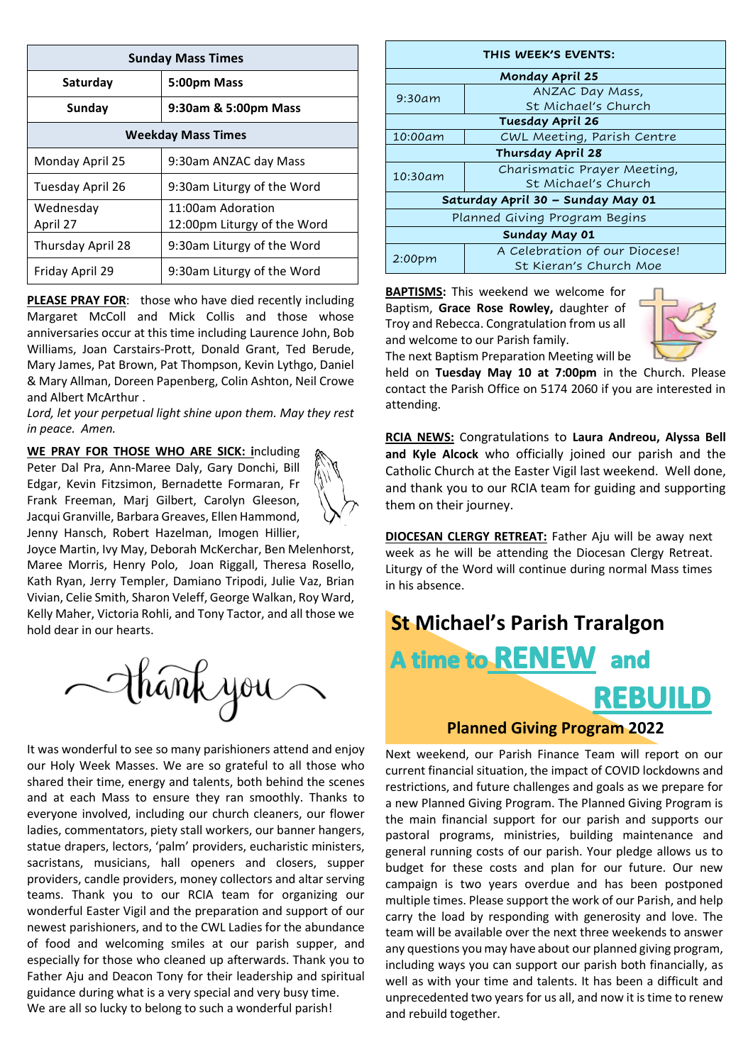| Sunday Mass Times | |
|---|---|
| Saturday | 5:00pm Mass |
| Sunday | 9:30am & 5:00pm Mass |
| **Weekday Mass Times** | |
| Monday April 25 | 9:30am ANZAC day Mass |
| Tuesday April 26 | 9:30am Liturgy of the Word |
| Wednesday April 27 | 11:00am Adoration<br>12:00pm Liturgy of the Word |
| Thursday April 28 | 9:30am Liturgy of the Word |
| Friday April 29 | 9:30am Liturgy of the Word |

**PLEASE PRAY FOR**: those who have died recently including Margaret McColl and Mick Collis and those whose anniversaries occur at this time including Laurence John, Bob Williams, Joan Carstairs-Prott, Donald Grant, Ted Berude, Mary James, Pat Brown, Pat Thompson, Kevin Lythgo, Daniel & Mary Allman, Doreen Papenberg, Colin Ashton, Neil Crowe and Albert McArthur .

*Lord, let your perpetual light shine upon them. May they rest in peace. Amen.*

**WE PRAY FOR THOSE WHO ARE SICK: i**ncluding Peter Dal Pra, Ann-Maree Daly, Gary Donchi, Bill Edgar, Kevin Fitzsimon, Bernadette Formaran, Fr Frank Freeman, Marj Gilbert, Carolyn Gleeson, Jacqui Granville, Barbara Greaves, Ellen Hammond, Jenny Hansch, Robert Hazelman, Imogen Hillier, Joyce Martin, Ivy May, Deborah McKerchar, Ben Melenhorst, Maree Morris, Henry Polo, Joan Riggall, Theresa Rosello, Kath Ryan, Jerry Templer, Damiano Tripodi, Julie Vaz, Brian Vivian, Celie Smith, Sharon Veleff, George Walkan, Roy Ward, Kelly Maher, Victoria Rohli, and Tony Tactor, and all those we hold dear in our hearts.

thank you

It was wonderful to see so many parishioners attend and enjoy our Holy Week Masses. We are so grateful to all those who shared their time, energy and talents, both behind the scenes and at each Mass to ensure they ran smoothly. Thanks to everyone involved, including our church cleaners, our flower ladies, commentators, piety stall workers, our banner hangers, statue drapers, lectors, 'palm' providers, eucharistic ministers, sacristans, musicians, hall openers and closers, supper providers, candle providers, money collectors and altar serving teams. Thank you to our RCIA team for organizing our wonderful Easter Vigil and the preparation and support of our newest parishioners, and to the CWL Ladies for the abundance of food and welcoming smiles at our parish supper, and especially for those who cleaned up afterwards. Thank you to Father Aju and Deacon Tony for their leadership and spiritual guidance during what is a very special and very busy time.
We are all so lucky to belong to such a wonderful parish!

| THIS WEEK'S EVENTS: | |
|---|---|
| **Monday April 25** | |
| 9:30am | ANZAC Day Mass, St Michael's Church |
| **Tuesday April 26** | |
| 10:00am | CWL Meeting, Parish Centre |
| **Thursday April 28** | |
| 10:30am | Charismatic Prayer Meeting, St Michael's Church |
| **Saturday April 30 – Sunday May 01** | |
| Planned Giving Program Begins | |
| **Sunday May 01** | |
| 2:00pm | A Celebration of our Diocese! St Kieran's Church Moe |

**BAPTISMS:** This weekend we welcome for Baptism, **Grace Rose Rowley,** daughter of Troy and Rebecca. Congratulation from us all and welcome to our Parish family.
The next Baptism Preparation Meeting will be held on **Tuesday May 10 at 7:00pm** in the Church. Please contact the Parish Office on 5174 2060 if you are interested in attending.

**RCIA NEWS:** Congratulations to **Laura Andreou, Alyssa Bell and Kyle Alcock** who officially joined our parish and the Catholic Church at the Easter Vigil last weekend. Well done, and thank you to our RCIA team for guiding and supporting them on their journey.

**DIOCESAN CLERGY RETREAT:** Father Aju will be away next week as he will be attending the Diocesan Clergy Retreat. Liturgy of the Word will continue during normal Mass times in his absence.

## St Michael's Parish Traralgon

## A time to RENEW and REBUILD

### Planned Giving Program 2022

Next weekend, our Parish Finance Team will report on our current financial situation, the impact of COVID lockdowns and restrictions, and future challenges and goals as we prepare for a new Planned Giving Program. The Planned Giving Program is the main financial support for our parish and supports our pastoral programs, ministries, building maintenance and general running costs of our parish. Your pledge allows us to budget for these costs and plan for our future. Our new campaign is two years overdue and has been postponed multiple times. Please support the work of our Parish, and help carry the load by responding with generosity and love. The team will be available over the next three weekends to answer any questions you may have about our planned giving program, including ways you can support our parish both financially, as well as with your time and talents. It has been a difficult and unprecedented two years for us all, and now it is time to renew and rebuild together.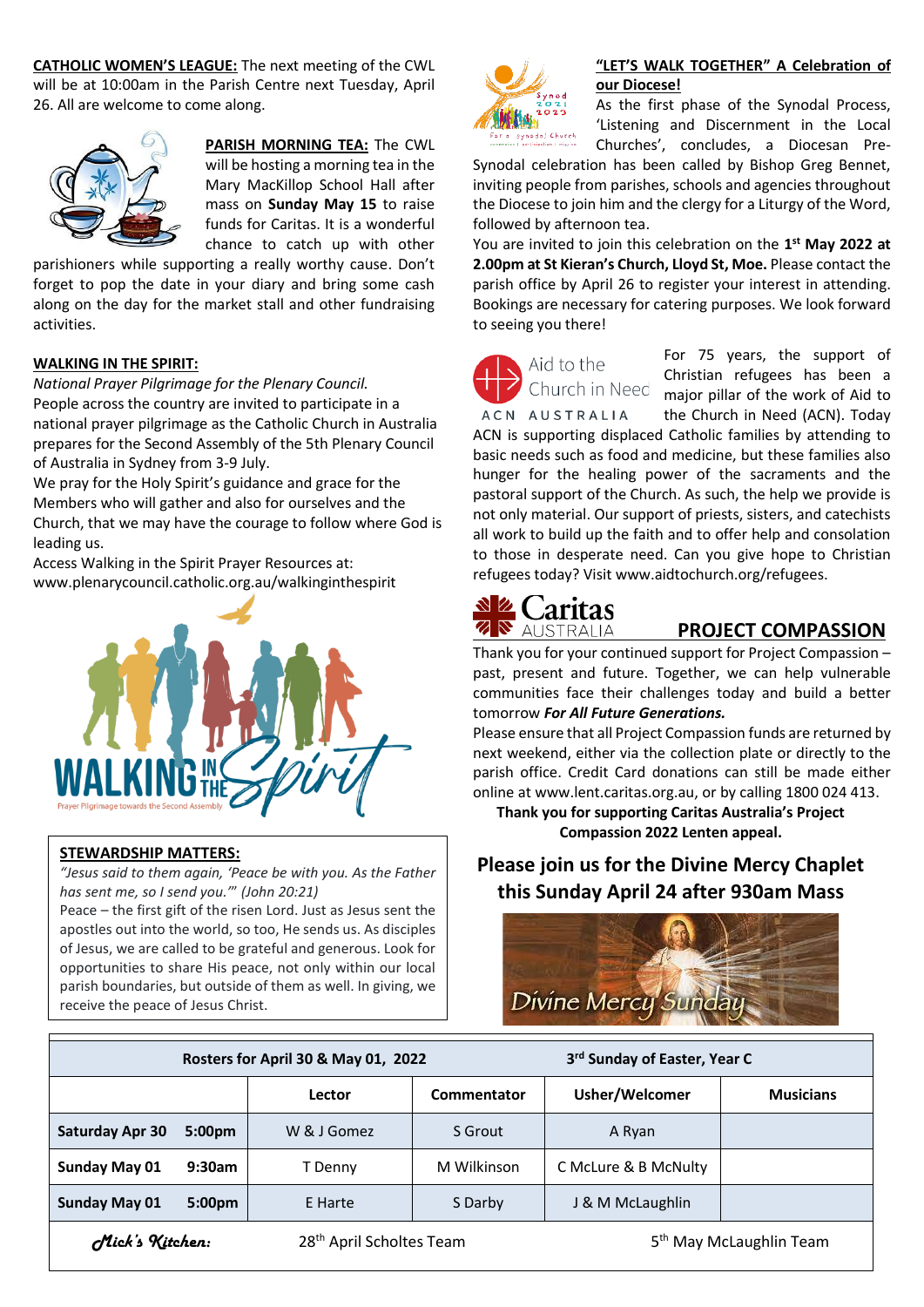**CATHOLIC WOMEN'S LEAGUE:** The next meeting of the CWL will be at 10:00am in the Parish Centre next Tuesday, April 26. All are welcome to come along.

**PARISH MORNING TEA:** The CWL will be hosting a morning tea in the Mary MacKillop School Hall after mass on **Sunday May 15** to raise funds for Caritas. It is a wonderful chance to catch up with other parishioners while supporting a really worthy cause. Don't forget to pop the date in your diary and bring some cash along on the day for the market stall and other fundraising activities.

**WALKING IN THE SPIRIT:**

*National Prayer Pilgrimage for the Plenary Council.*

People across the country are invited to participate in a national prayer pilgrimage as the Catholic Church in Australia prepares for the Second Assembly of the 5th Plenary Council of Australia in Sydney from 3-9 July.

We pray for the Holy Spirit's guidance and grace for the Members who will gather and also for ourselves and the Church, that we may have the courage to follow where God is leading us.

Access Walking in the Spirit Prayer Resources at: www.plenarycouncil.catholic.org.au/walkinginthespirit

**STEWARDSHIP MATTERS:**

*"Jesus said to them again, 'Peace be with you. As the Father has sent me, so I send you.'" (John 20:21)*

Peace – the first gift of the risen Lord. Just as Jesus sent the apostles out into the world, so too, He sends us. As disciples of Jesus, we are called to be grateful and generous. Look for opportunities to share His peace, not only within our local parish boundaries, but outside of them as well. In giving, we receive the peace of Jesus Christ.

**"LET'S WALK TOGETHER" A Celebration of our Diocese!**

As the first phase of the Synodal Process, 'Listening and Discernment in the Local Churches', concludes, a Diocesan Pre-Synodal celebration has been called by Bishop Greg Bennet, inviting people from parishes, schools and agencies throughout the Diocese to join him and the clergy for a Liturgy of the Word, followed by afternoon tea.

You are invited to join this celebration on the **1st May 2022 at 2.00pm at St Kieran's Church, Lloyd St, Moe.** Please contact the parish office by April 26 to register your interest in attending. Bookings are necessary for catering purposes. We look forward to seeing you there!

For 75 years, the support of Christian refugees has been a major pillar of the work of Aid to the Church in Need (ACN). Today ACN is supporting displaced Catholic families by attending to basic needs such as food and medicine, but these families also hunger for the healing power of the sacraments and the pastoral support of the Church. As such, the help we provide is not only material. Our support of priests, sisters, and catechists all work to build up the faith and to offer help and consolation to those in desperate need. Can you give hope to Christian refugees today? Visit www.aidtochurch.org/refugees.

**PROJECT COMPASSION**

Thank you for your continued support for Project Compassion – past, present and future. Together, we can help vulnerable communities face their challenges today and build a better tomorrow ***For All Future Generations.***

Please ensure that all Project Compassion funds are returned by next weekend, either via the collection plate or directly to the parish office. Credit Card donations can still be made either online at www.lent.caritas.org.au, or by calling 1800 024 413.

**Thank you for supporting Caritas Australia's Project Compassion 2022 Lenten appeal.**

## Please join us for the Divine Mercy Chaplet this Sunday April 24 after 930am Mass

| Rosters for April 30 & May 01, 2022 | | 3rd Sunday of Easter, Year C | | |
|---|---|---|---|---|
| | Lector | Commentator | Usher/Welcomer | Musicians |
| Saturday Apr 30 5:00pm | W & J Gomez | S Grout | A Ryan | |
| Sunday May 01 9:30am | T Denny | M Wilkinson | C McLure & B McNulty | |
| Sunday May 01 5:00pm | E Harte | S Darby | J & M McLaughlin | |
| Mick's Kitchen: | 28th April Scholtes Team | | 5th May McLaughlin Team | |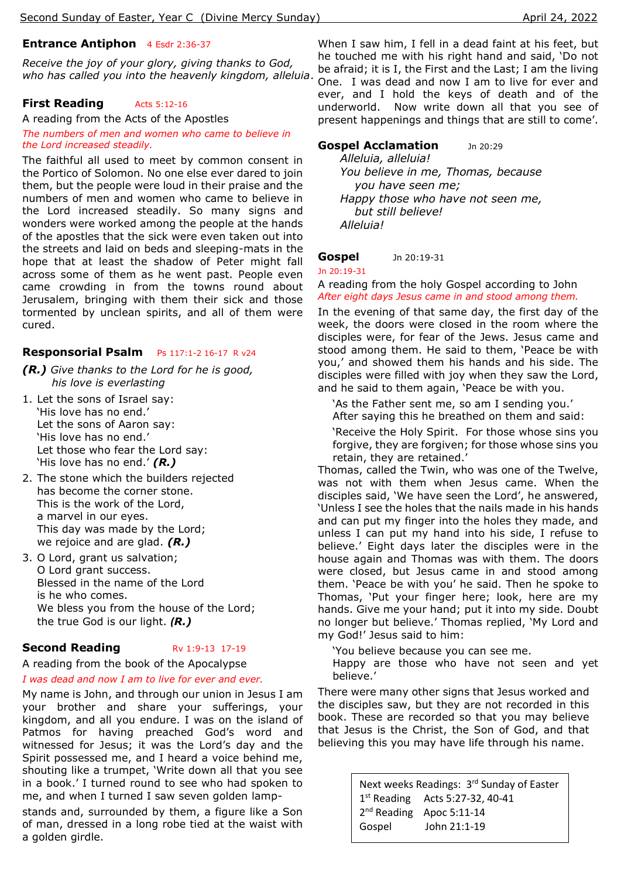Second Sunday of Easter, Year C (Divine Mercy Sunday) April 24, 2022

### Entrance Antiphon 4 Esdr 2:36-37

*Receive the joy of your glory, giving thanks to God, who has called you into the heavenly kingdom, alleluia.*

### First Reading Acts 5:12-16

A reading from the Acts of the Apostles

*The numbers of men and women who came to believe in the Lord increased steadily.*

The faithful all used to meet by common consent in the Portico of Solomon. No one else ever dared to join them, but the people were loud in their praise and the numbers of men and women who came to believe in the Lord increased steadily. So many signs and wonders were worked among the people at the hands of the apostles that the sick were even taken out into the streets and laid on beds and sleeping-mats in the hope that at least the shadow of Peter might fall across some of them as he went past. People even came crowding in from the towns round about Jerusalem, bringing with them their sick and those tormented by unclean spirits, and all of them were cured.

### Responsorial Psalm Ps 117:1-2 16-17 R v24

***(R.)*** *Give thanks to the Lord for he is good, his love is everlasting*

1. Let the sons of Israel say:
   'His love has no end.'
   Let the sons of Aaron say:
   'His love has no end.'
   Let those who fear the Lord say:
   'His love has no end.' ***(R.)***
2. The stone which the builders rejected
   has become the corner stone.
   This is the work of the Lord,
   a marvel in our eyes.
   This day was made by the Lord;
   we rejoice and are glad. ***(R.)***
3. O Lord, grant us salvation;
   O Lord grant success.
   Blessed in the name of the Lord
   is he who comes.
   We bless you from the house of the Lord;
   the true God is our light. ***(R.)***

### Second Reading Rv 1:9-13 17-19

A reading from the book of the Apocalypse

*I was dead and now I am to live for ever and ever.*

My name is John, and through our union in Jesus I am your brother and share your sufferings, your kingdom, and all you endure. I was on the island of Patmos for having preached God's word and witnessed for Jesus; it was the Lord's day and the Spirit possessed me, and I heard a voice behind me, shouting like a trumpet, 'Write down all that you see in a book.' I turned round to see who had spoken to me, and when I turned I saw seven golden lamp-stands and, surrounded by them, a figure like a Son of man, dressed in a long robe tied at the waist with a golden girdle.

When I saw him, I fell in a dead faint at his feet, but he touched me with his right hand and said, 'Do not be afraid; it is I, the First and the Last; I am the living One. I was dead and now I am to live for ever and ever, and I hold the keys of death and of the underworld. Now write down all that you see of present happenings and things that are still to come'.

### Gospel Acclamation Jn 20:29

*Alleluia, alleluia!*
*You believe in me, Thomas, because you have seen me;*
*Happy those who have not seen me, but still believe!*
*Alleluia!*

### Gospel Jn 20:19-31

Jn 20:19-31

A reading from the holy Gospel according to John

*After eight days Jesus came in and stood among them.*

In the evening of that same day, the first day of the week, the doors were closed in the room where the disciples were, for fear of the Jews. Jesus came and stood among them. He said to them, 'Peace be with you,' and showed them his hands and his side. The disciples were filled with joy when they saw the Lord, and he said to them again, 'Peace be with you.

'As the Father sent me, so am I sending you.'
After saying this he breathed on them and said:

'Receive the Holy Spirit. For those whose sins you forgive, they are forgiven; for those whose sins you retain, they are retained.'

Thomas, called the Twin, who was one of the Twelve, was not with them when Jesus came. When the disciples said, 'We have seen the Lord', he answered, 'Unless I see the holes that the nails made in his hands and can put my finger into the holes they made, and unless I can put my hand into his side, I refuse to believe.' Eight days later the disciples were in the house again and Thomas was with them. The doors were closed, but Jesus came in and stood among them. 'Peace be with you' he said. Then he spoke to Thomas, 'Put your finger here; look, here are my hands. Give me your hand; put it into my side. Doubt no longer but believe.' Thomas replied, 'My Lord and my God!' Jesus said to him:

'You believe because you can see me.
Happy are those who have not seen and yet believe.'

There were many other signs that Jesus worked and the disciples saw, but they are not recorded in this book. These are recorded so that you may believe that Jesus is the Christ, the Son of God, and that believing this you may have life through his name.

| Next weeks Readings: | 3rd Sunday of Easter |
|---|---|
| 1st Reading | Acts 5:27-32, 40-41 |
| 2nd Reading | Apoc 5:11-14 |
| Gospel | John 21:1-19 |